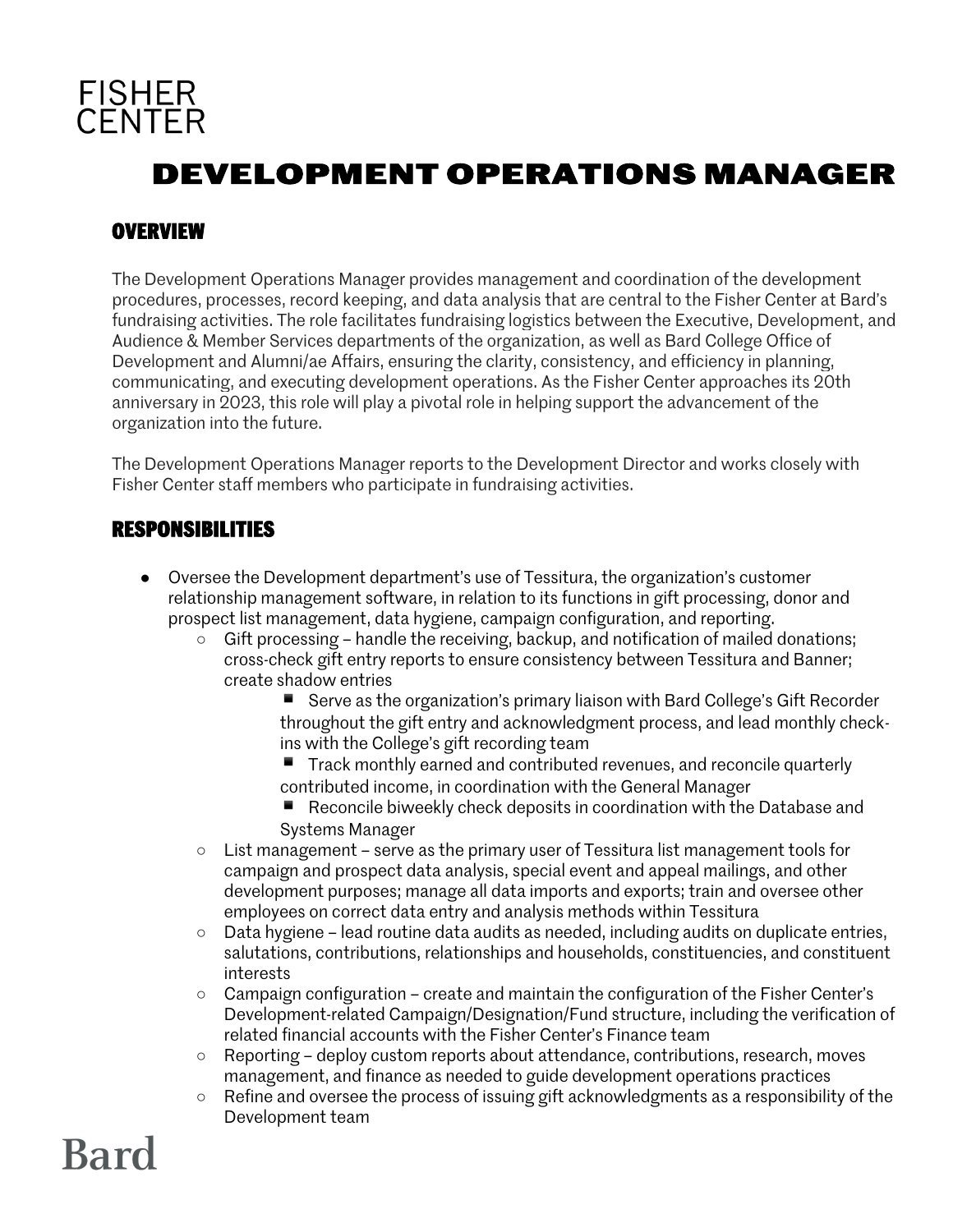FISHER CENTER

# DEVELOPMENT OPERATIONS MANAGER

## OVERVIEW

The Development Operations Manager provides management and coordination of the development procedures, processes, record keeping, and data analysis that are central to the Fisher Center at Bard's fundraising activities. The role facilitates fundraising logistics between the Executive, Development, and Audience & Member Services departments of the organization, as well as Bard College Office of Development and Alumni/ae Affairs, ensuring the clarity, consistency, and efficiency in planning, communicating, and executing development operations. As the Fisher Center approaches its 20th anniversary in 2023, this role will play a pivotal role in helping support the advancement of the organization into the future.

The Development Operations Manager reports to the Development Director and works closely with Fisher Center staff members who participate in fundraising activities.

## RESPONSIBILITIES

- Oversee the Development department's use of Tessitura, the organization's customer relationship management software, in relation to its functions in gift processing, donor and prospect list management, data hygiene, campaign configuration, and reporting.
    - Gift processing – handle the receiving, backup, and notification of mailed donations; cross-check gift entry reports to ensure consistency between Tessitura and Banner; create shadow entries
        - Serve as the organization's primary liaison with Bard College's Gift Recorder throughout the gift entry and acknowledgment process, and lead monthly check-ins with the College's gift recording team
        - Track monthly earned and contributed revenues, and reconcile quarterly contributed income, in coordination with the General Manager
        - Reconcile biweekly check deposits in coordination with the Database and Systems Manager
    - List management – serve as the primary user of Tessitura list management tools for campaign and prospect data analysis, special event and appeal mailings, and other development purposes; manage all data imports and exports; train and oversee other employees on correct data entry and analysis methods within Tessitura
    - Data hygiene – lead routine data audits as needed, including audits on duplicate entries, salutations, contributions, relationships and households, constituencies, and constituent interests
    - Campaign configuration – create and maintain the configuration of the Fisher Center's Development-related Campaign/Designation/Fund structure, including the verification of related financial accounts with the Fisher Center's Finance team
    - Reporting – deploy custom reports about attendance, contributions, research, moves management, and finance as needed to guide development operations practices
    - Refine and oversee the process of issuing gift acknowledgments as a responsibility of the Development team

Bard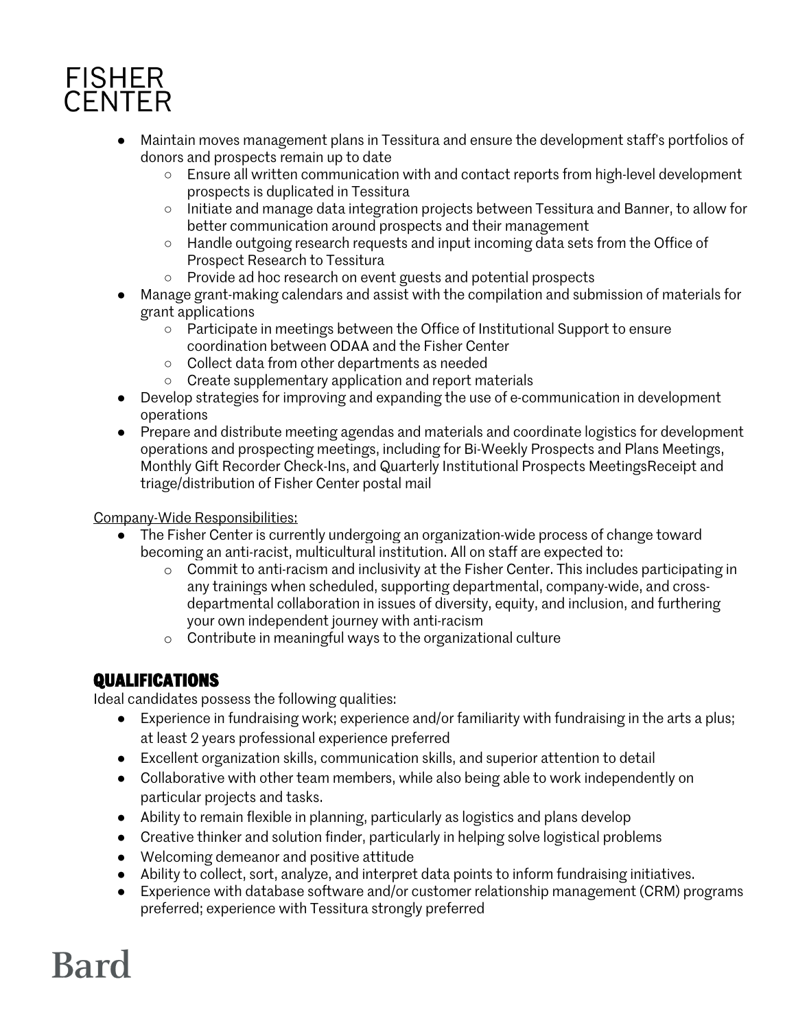- Maintain moves management plans in Tessitura and ensure the development staff's portfolios of donors and prospects remain up to date
    - Ensure all written communication with and contact reports from high-level development prospects is duplicated in Tessitura
    - Initiate and manage data integration projects between Tessitura and Banner, to allow for better communication around prospects and their management
    - Handle outgoing research requests and input incoming data sets from the Office of Prospect Research to Tessitura
    - Provide ad hoc research on event guests and potential prospects
- Manage grant-making calendars and assist with the compilation and submission of materials for grant applications
    - Participate in meetings between the Office of Institutional Support to ensure coordination between ODAA and the Fisher Center
    - Collect data from other departments as needed
    - Create supplementary application and report materials
- Develop strategies for improving and expanding the use of e-communication in development operations
- Prepare and distribute meeting agendas and materials and coordinate logistics for development operations and prospecting meetings, including for Bi-Weekly Prospects and Plans Meetings, Monthly Gift Recorder Check-Ins, and Quarterly Institutional Prospects MeetingsReceipt and triage/distribution of Fisher Center postal mail

Company-Wide Responsibilities:

- The Fisher Center is currently undergoing an organization-wide process of change toward becoming an anti-racist, multicultural institution. All on staff are expected to:
    - Commit to anti-racism and inclusivity at the Fisher Center. This includes participating in any trainings when scheduled, supporting departmental, company-wide, and cross-departmental collaboration in issues of diversity, equity, and inclusion, and furthering your own independent journey with anti-racism
    - Contribute in meaningful ways to the organizational culture

## QUALIFICATIONS

Ideal candidates possess the following qualities:

- Experience in fundraising work; experience and/or familiarity with fundraising in the arts a plus; at least 2 years professional experience preferred
- Excellent organization skills, communication skills, and superior attention to detail
- Collaborative with other team members, while also being able to work independently on particular projects and tasks.
- Ability to remain flexible in planning, particularly as logistics and plans develop
- Creative thinker and solution finder, particularly in helping solve logistical problems
- Welcoming demeanor and positive attitude
- Ability to collect, sort, analyze, and interpret data points to inform fundraising initiatives.
- Experience with database software and/or customer relationship management (CRM) programs preferred; experience with Tessitura strongly preferred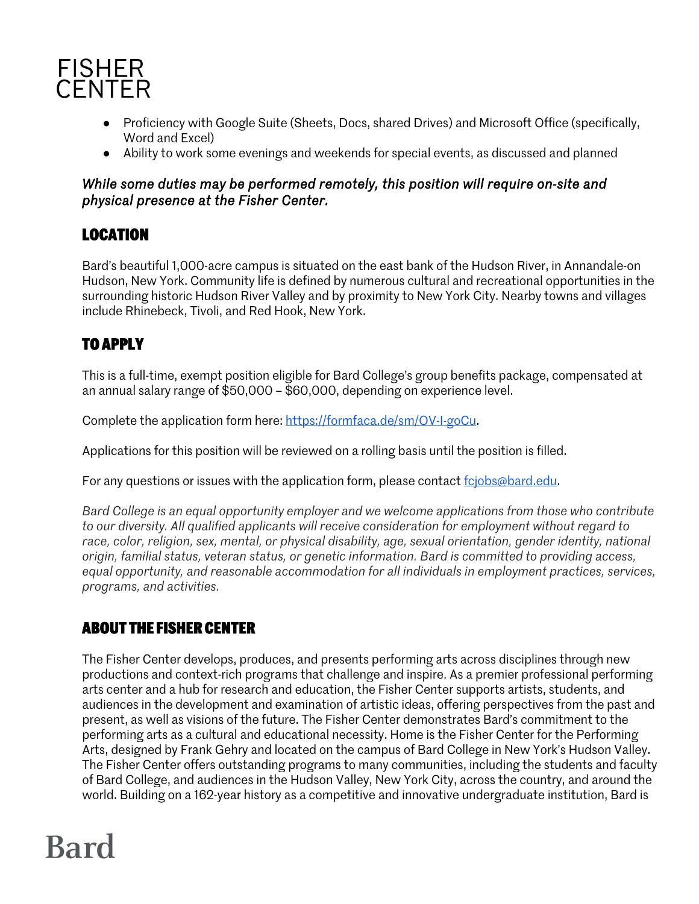- Proficiency with Google Suite (Sheets, Docs, shared Drives) and Microsoft Office (specifically, Word and Excel)
- Ability to work some evenings and weekends for special events, as discussed and planned

***While some duties may be performed remotely, this position will require on-site and physical presence at the Fisher Center.***

## LOCATION

Bard's beautiful 1,000-acre campus is situated on the east bank of the Hudson River, in Annandale-on Hudson, New York. Community life is defined by numerous cultural and recreational opportunities in the surrounding historic Hudson River Valley and by proximity to New York City. Nearby towns and villages include Rhinebeck, Tivoli, and Red Hook, New York.

## TO APPLY

This is a full-time, exempt position eligible for Bard College's group benefits package, compensated at an annual salary range of $50,000 – $60,000, depending on experience level.

Complete the application form here: [https://formfaca.de/sm/OV-I-goCu](https://formfaca.de/sm/OV-I-goCu).

Applications for this position will be reviewed on a rolling basis until the position is filled.

For any questions or issues with the application form, please contact [fcjobs@bard.edu](mailto:fcjobs@bard.edu).

*Bard College is an equal opportunity employer and we welcome applications from those who contribute to our diversity. All qualified applicants will receive consideration for employment without regard to race, color, religion, sex, mental, or physical disability, age, sexual orientation, gender identity, national origin, familial status, veteran status, or genetic information. Bard is committed to providing access, equal opportunity, and reasonable accommodation for all individuals in employment practices, services, programs, and activities.*

## ABOUT THE FISHER CENTER

The Fisher Center develops, produces, and presents performing arts across disciplines through new productions and context-rich programs that challenge and inspire. As a premier professional performing arts center and a hub for research and education, the Fisher Center supports artists, students, and audiences in the development and examination of artistic ideas, offering perspectives from the past and present, as well as visions of the future. The Fisher Center demonstrates Bard's commitment to the performing arts as a cultural and educational necessity. Home is the Fisher Center for the Performing Arts, designed by Frank Gehry and located on the campus of Bard College in New York's Hudson Valley. The Fisher Center offers outstanding programs to many communities, including the students and faculty of Bard College, and audiences in the Hudson Valley, New York City, across the country, and around the world. Building on a 162-year history as a competitive and innovative undergraduate institution, Bard is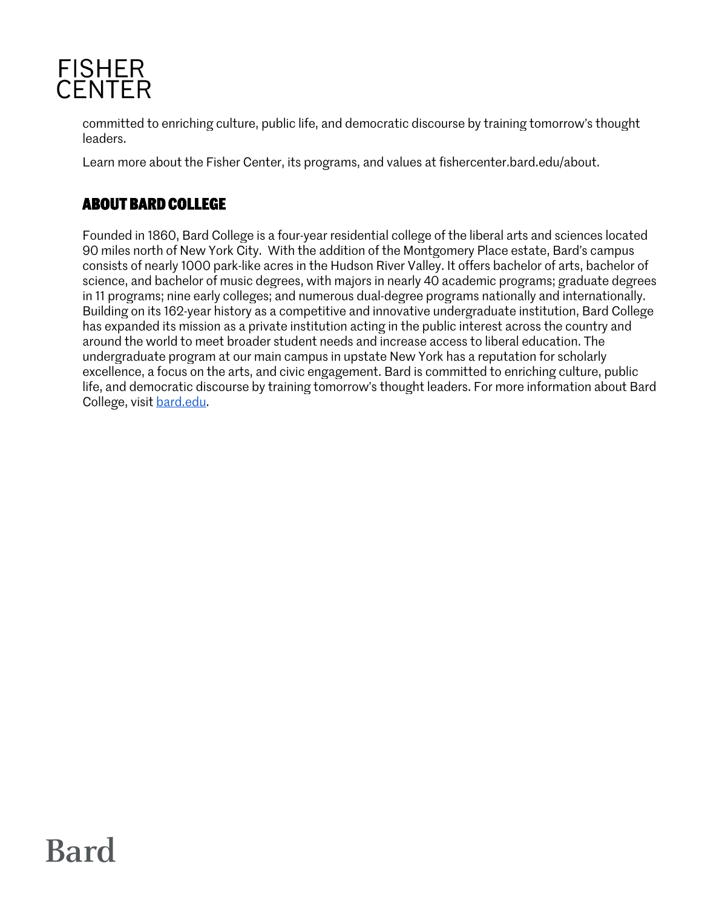committed to enriching culture, public life, and democratic discourse by training tomorrow's thought leaders.

Learn more about the Fisher Center, its programs, and values at fishercenter.bard.edu/about.

## ABOUT BARD COLLEGE

Founded in 1860, Bard College is a four-year residential college of the liberal arts and sciences located 90 miles north of New York City. With the addition of the Montgomery Place estate, Bard's campus consists of nearly 1000 park-like acres in the Hudson River Valley. It offers bachelor of arts, bachelor of science, and bachelor of music degrees, with majors in nearly 40 academic programs; graduate degrees in 11 programs; nine early colleges; and numerous dual-degree programs nationally and internationally. Building on its 162-year history as a competitive and innovative undergraduate institution, Bard College has expanded its mission as a private institution acting in the public interest across the country and around the world to meet broader student needs and increase access to liberal education. The undergraduate program at our main campus in upstate New York has a reputation for scholarly excellence, a focus on the arts, and civic engagement. Bard is committed to enriching culture, public life, and democratic discourse by training tomorrow's thought leaders. For more information about Bard College, visit bard.edu.